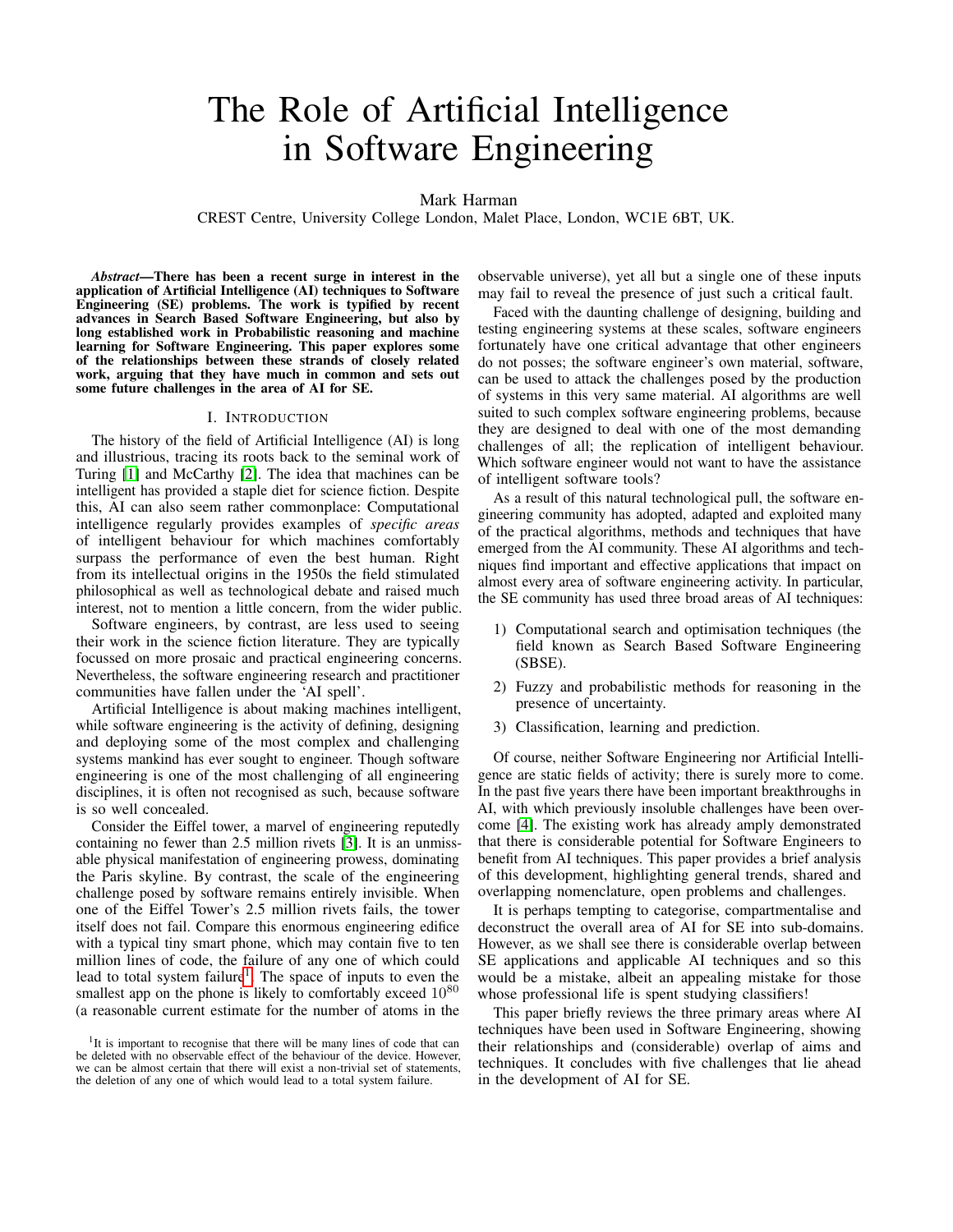# The Role of Artificial Intelligence in Software Engineering

Mark Harman

CREST Centre, University College London, Malet Place, London, WC1E 6BT, UK.

***Abstract*—There has been a recent surge in interest in the application of Artificial Intelligence (AI) techniques to Software Engineering (SE) problems. The work is typified by recent advances in Search Based Software Engineering, but also by long established work in Probabilistic reasoning and machine learning for Software Engineering. This paper explores some of the relationships between these strands of closely related work, arguing that they have much in common and sets out some future challenges in the area of AI for SE.**

## I. Introduction

The history of the field of Artificial Intelligence (AI) is long and illustrious, tracing its roots back to the seminal work of Turing [1] and McCarthy [2]. The idea that machines can be intelligent has provided a staple diet for science fiction. Despite this, AI can also seem rather commonplace: Computational intelligence regularly provides examples of *specific areas* of intelligent behaviour for which machines comfortably surpass the performance of even the best human. Right from its intellectual origins in the 1950s the field stimulated philosophical as well as technological debate and raised much interest, not to mention a little concern, from the wider public.

Software engineers, by contrast, are less used to seeing their work in the science fiction literature. They are typically focussed on more prosaic and practical engineering concerns. Nevertheless, the software engineering research and practitioner communities have fallen under the 'AI spell'.

Artificial Intelligence is about making machines intelligent, while software engineering is the activity of defining, designing and deploying some of the most complex and challenging systems mankind has ever sought to engineer. Though software engineering is one of the most challenging of all engineering disciplines, it is often not recognised as such, because software is so well concealed.

Consider the Eiffel tower, a marvel of engineering reputedly containing no fewer than 2.5 million rivets [3]. It is an unmissable physical manifestation of engineering prowess, dominating the Paris skyline. By contrast, the scale of the engineering challenge posed by software remains entirely invisible. When one of the Eiffel Tower's 2.5 million rivets fails, the tower itself does not fail. Compare this enormous engineering edifice with a typical tiny smart phone, which may contain five to ten million lines of code, the failure of any one of which could lead to total system failure[1]. The space of inputs to even the smallest app on the phone is likely to comfortably exceed $10^{80}$ (a reasonable current estimate for the number of atoms in the observable universe), yet all but a single one of these inputs may fail to reveal the presence of just such a critical fault.

Faced with the daunting challenge of designing, building and testing engineering systems at these scales, software engineers fortunately have one critical advantage that other engineers do not posses; the software engineer's own material, software, can be used to attack the challenges posed by the production of systems in this very same material. AI algorithms are well suited to such complex software engineering problems, because they are designed to deal with one of the most demanding challenges of all; the replication of intelligent behaviour. Which software engineer would not want to have the assistance of intelligent software tools?

As a result of this natural technological pull, the software engineering community has adopted, adapted and exploited many of the practical algorithms, methods and techniques that have emerged from the AI community. These AI algorithms and techniques find important and effective applications that impact on almost every area of software engineering activity. In particular, the SE community has used three broad areas of AI techniques:

1) Computational search and optimisation techniques (the field known as Search Based Software Engineering (SBSE).
2) Fuzzy and probabilistic methods for reasoning in the presence of uncertainty.
3) Classification, learning and prediction.

Of course, neither Software Engineering nor Artificial Intelligence are static fields of activity; there is surely more to come. In the past five years there have been important breakthroughs in AI, with which previously insoluble challenges have been overcome [4]. The existing work has already amply demonstrated that there is considerable potential for Software Engineers to benefit from AI techniques. This paper provides a brief analysis of this development, highlighting general trends, shared and overlapping nomenclature, open problems and challenges.

It is perhaps tempting to categorise, compartmentalise and deconstruct the overall area of AI for SE into sub-domains. However, as we shall see there is considerable overlap between SE applications and applicable AI techniques and so this would be a mistake, albeit an appealing mistake for those whose professional life is spent studying classifiers!

This paper briefly reviews the three primary areas where AI techniques have been used in Software Engineering, showing their relationships and (considerable) overlap of aims and techniques. It concludes with five challenges that lie ahead in the development of AI for SE.

[1] It is important to recognise that there will be many lines of code that can be deleted with no observable effect of the behaviour of the device. However, we can be almost certain that there will exist a non-trivial set of statements, the deletion of any one of which would lead to a total system failure.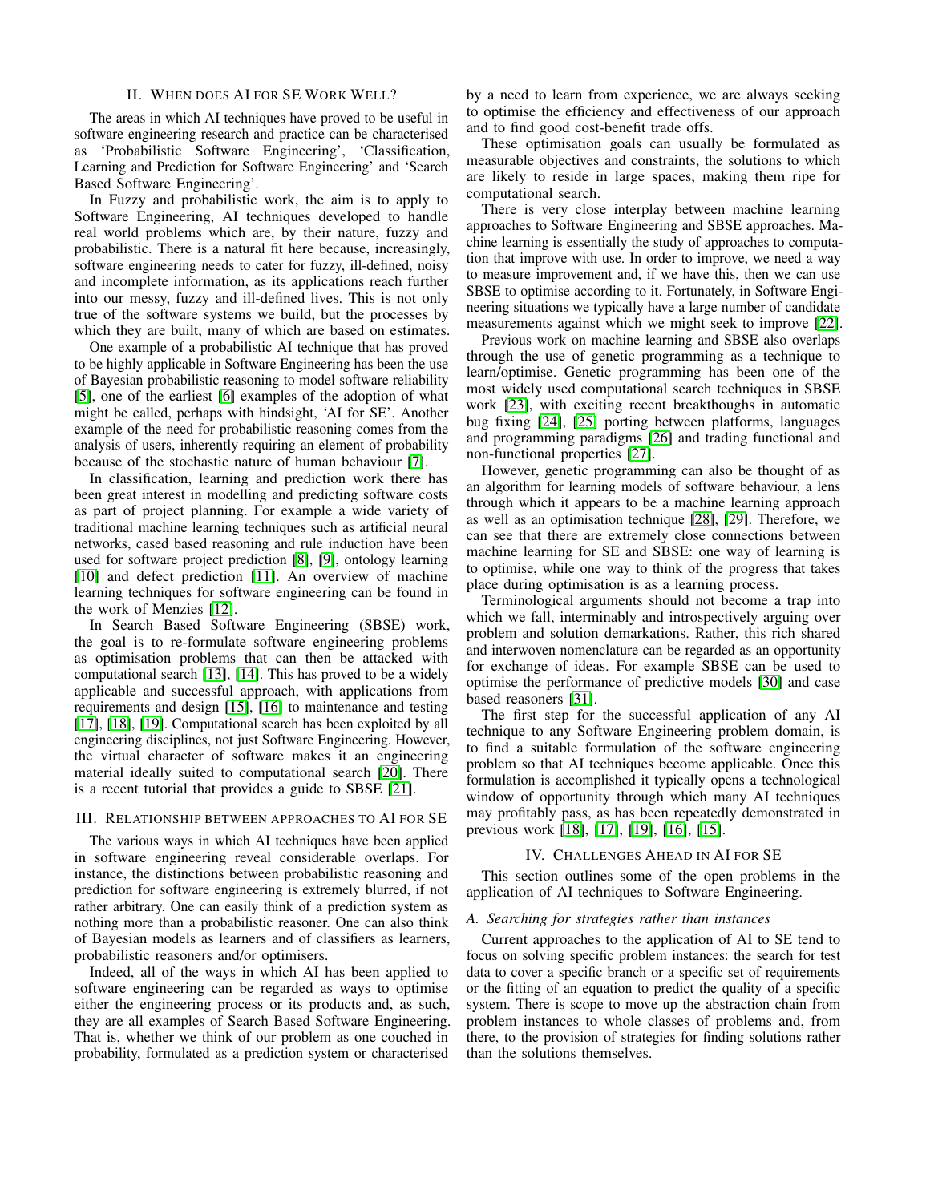## II. When does AI for SE Work Well?

The areas in which AI techniques have proved to be useful in software engineering research and practice can be characterised as 'Probabilistic Software Engineering', 'Classification, Learning and Prediction for Software Engineering' and 'Search Based Software Engineering'.

In Fuzzy and probabilistic work, the aim is to apply to Software Engineering, AI techniques developed to handle real world problems which are, by their nature, fuzzy and probabilistic. There is a natural fit here because, increasingly, software engineering needs to cater for fuzzy, ill-defined, noisy and incomplete information, as its applications reach further into our messy, fuzzy and ill-defined lives. This is not only true of the software systems we build, but the processes by which they are built, many of which are based on estimates.

One example of a probabilistic AI technique that has proved to be highly applicable in Software Engineering has been the use of Bayesian probabilistic reasoning to model software reliability [5], one of the earliest [6] examples of the adoption of what might be called, perhaps with hindsight, 'AI for SE'. Another example of the need for probabilistic reasoning comes from the analysis of users, inherently requiring an element of probability because of the stochastic nature of human behaviour [7].

In classification, learning and prediction work there has been great interest in modelling and predicting software costs as part of project planning. For example a wide variety of traditional machine learning techniques such as artificial neural networks, cased based reasoning and rule induction have been used for software project prediction [8], [9], ontology learning [10] and defect prediction [11]. An overview of machine learning techniques for software engineering can be found in the work of Menzies [12].

In Search Based Software Engineering (SBSE) work, the goal is to re-formulate software engineering problems as optimisation problems that can then be attacked with computational search [13], [14]. This has proved to be a widely applicable and successful approach, with applications from requirements and design [15], [16] to maintenance and testing [17], [18], [19]. Computational search has been exploited by all engineering disciplines, not just Software Engineering. However, the virtual character of software makes it an engineering material ideally suited to computational search [20]. There is a recent tutorial that provides a guide to SBSE [21].

## III. Relationship between approaches to AI for SE

The various ways in which AI techniques have been applied in software engineering reveal considerable overlaps. For instance, the distinctions between probabilistic reasoning and prediction for software engineering is extremely blurred, if not rather arbitrary. One can easily think of a prediction system as nothing more than a probabilistic reasoner. One can also think of Bayesian models as learners and of classifiers as learners, probabilistic reasoners and/or optimisers.

Indeed, all of the ways in which AI has been applied to software engineering can be regarded as ways to optimise either the engineering process or its products and, as such, they are all examples of Search Based Software Engineering. That is, whether we think of our problem as one couched in probability, formulated as a prediction system or characterised by a need to learn from experience, we are always seeking to optimise the efficiency and effectiveness of our approach and to find good cost-benefit trade offs.

These optimisation goals can usually be formulated as measurable objectives and constraints, the solutions to which are likely to reside in large spaces, making them ripe for computational search.

There is very close interplay between machine learning approaches to Software Engineering and SBSE approaches. Machine learning is essentially the study of approaches to computation that improve with use. In order to improve, we need a way to measure improvement and, if we have this, then we can use SBSE to optimise according to it. Fortunately, in Software Engineering situations we typically have a large number of candidate measurements against which we might seek to improve [22].

Previous work on machine learning and SBSE also overlaps through the use of genetic programming as a technique to learn/optimise. Genetic programming has been one of the most widely used computational search techniques in SBSE work [23], with exciting recent breakthoughs in automatic bug fixing [24], [25] porting between platforms, languages and programming paradigms [26] and trading functional and non-functional properties [27].

However, genetic programming can also be thought of as an algorithm for learning models of software behaviour, a lens through which it appears to be a machine learning approach as well as an optimisation technique [28], [29]. Therefore, we can see that there are extremely close connections between machine learning for SE and SBSE: one way of learning is to optimise, while one way to think of the progress that takes place during optimisation is as a learning process.

Terminological arguments should not become a trap into which we fall, interminably and introspectively arguing over problem and solution demarkations. Rather, this rich shared and interwoven nomenclature can be regarded as an opportunity for exchange of ideas. For example SBSE can be used to optimise the performance of predictive models [30] and case based reasoners [31].

The first step for the successful application of any AI technique to any Software Engineering problem domain, is to find a suitable formulation of the software engineering problem so that AI techniques become applicable. Once this formulation is accomplished it typically opens a technological window of opportunity through which many AI techniques may profitably pass, as has been repeatedly demonstrated in previous work [18], [17], [19], [16], [15].

## IV. Challenges Ahead in AI for SE

This section outlines some of the open problems in the application of AI techniques to Software Engineering.

### *A. Searching for strategies rather than instances*

Current approaches to the application of AI to SE tend to focus on solving specific problem instances: the search for test data to cover a specific branch or a specific set of requirements or the fitting of an equation to predict the quality of a specific system. There is scope to move up the abstraction chain from problem instances to whole classes of problems and, from there, to the provision of strategies for finding solutions rather than the solutions themselves.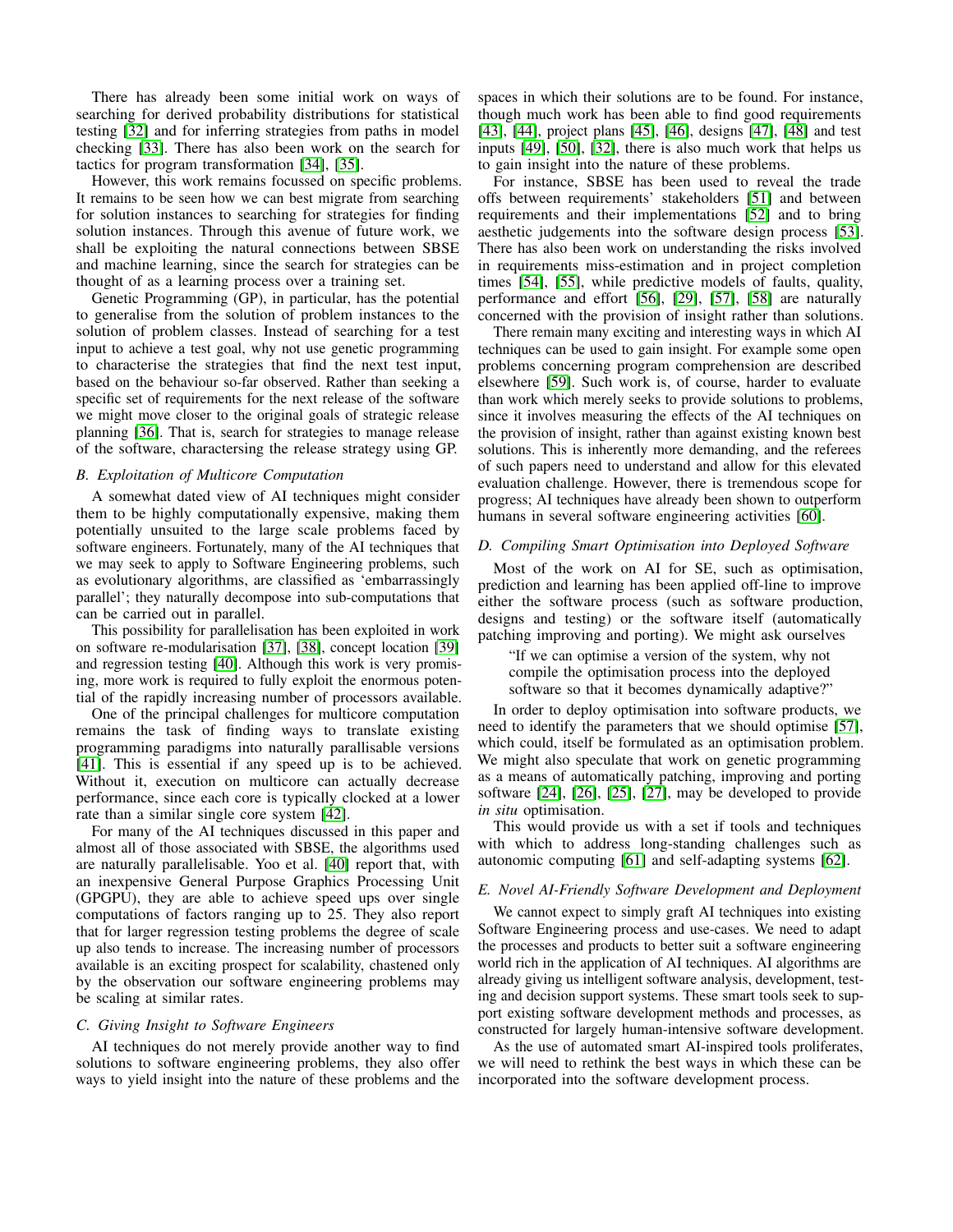There has already been some initial work on ways of searching for derived probability distributions for statistical testing [32] and for inferring strategies from paths in model checking [33]. There has also been work on the search for tactics for program transformation [34], [35].

However, this work remains focussed on specific problems. It remains to be seen how we can best migrate from searching for solution instances to searching for strategies for finding solution instances. Through this avenue of future work, we shall be exploiting the natural connections between SBSE and machine learning, since the search for strategies can be thought of as a learning process over a training set.

Genetic Programming (GP), in particular, has the potential to generalise from the solution of problem instances to the solution of problem classes. Instead of searching for a test input to achieve a test goal, why not use genetic programming to characterise the strategies that find the next test input, based on the behaviour so-far observed. Rather than seeking a specific set of requirements for the next release of the software we might move closer to the original goals of strategic release planning [36]. That is, search for strategies to manage release of the software, charactersing the release strategy using GP.

### B. Exploitation of Multicore Computation

A somewhat dated view of AI techniques might consider them to be highly computationally expensive, making them potentially unsuited to the large scale problems faced by software engineers. Fortunately, many of the AI techniques that we may seek to apply to Software Engineering problems, such as evolutionary algorithms, are classified as 'embarrassingly parallel'; they naturally decompose into sub-computations that can be carried out in parallel.

This possibility for parallelisation has been exploited in work on software re-modularisation [37], [38], concept location [39] and regression testing [40]. Although this work is very promising, more work is required to fully exploit the enormous potential of the rapidly increasing number of processors available.

One of the principal challenges for multicore computation remains the task of finding ways to translate existing programming paradigms into naturally parallisable versions [41]. This is essential if any speed up is to be achieved. Without it, execution on multicore can actually decrease performance, since each core is typically clocked at a lower rate than a similar single core system [42].

For many of the AI techniques discussed in this paper and almost all of those associated with SBSE, the algorithms used are naturally parallelisable. Yoo et al. [40] report that, with an inexpensive General Purpose Graphics Processing Unit (GPGPU), they are able to achieve speed ups over single computations of factors ranging up to 25. They also report that for larger regression testing problems the degree of scale up also tends to increase. The increasing number of processors available is an exciting prospect for scalability, chastened only by the observation our software engineering problems may be scaling at similar rates.

### C. Giving Insight to Software Engineers

AI techniques do not merely provide another way to find solutions to software engineering problems, they also offer ways to yield insight into the nature of these problems and the spaces in which their solutions are to be found. For instance, though much work has been able to find good requirements [43], [44], project plans [45], [46], designs [47], [48] and test inputs [49], [50], [32], there is also much work that helps us to gain insight into the nature of these problems.

For instance, SBSE has been used to reveal the trade offs between requirements' stakeholders [51] and between requirements and their implementations [52] and to bring aesthetic judgements into the software design process [53]. There has also been work on understanding the risks involved in requirements miss-estimation and in project completion times [54], [55], while predictive models of faults, quality, performance and effort [56], [29], [57], [58] are naturally concerned with the provision of insight rather than solutions.

There remain many exciting and interesting ways in which AI techniques can be used to gain insight. For example some open problems concerning program comprehension are described elsewhere [59]. Such work is, of course, harder to evaluate than work which merely seeks to provide solutions to problems, since it involves measuring the effects of the AI techniques on the provision of insight, rather than against existing known best solutions. This is inherently more demanding, and the referees of such papers need to understand and allow for this elevated evaluation challenge. However, there is tremendous scope for progress; AI techniques have already been shown to outperform humans in several software engineering activities [60].

### D. Compiling Smart Optimisation into Deployed Software

Most of the work on AI for SE, such as optimisation, prediction and learning has been applied off-line to improve either the software process (such as software production, designs and testing) or the software itself (automatically patching improving and porting). We might ask ourselves

> "If we can optimise a version of the system, why not compile the optimisation process into the deployed software so that it becomes dynamically adaptive?"

In order to deploy optimisation into software products, we need to identify the parameters that we should optimise [57], which could, itself be formulated as an optimisation problem. We might also speculate that work on genetic programming as a means of automatically patching, improving and porting software [24], [26], [25], [27], may be developed to provide *in situ* optimisation.

This would provide us with a set if tools and techniques with which to address long-standing challenges such as autonomic computing [61] and self-adapting systems [62].

### E. Novel AI-Friendly Software Development and Deployment

We cannot expect to simply graft AI techniques into existing Software Engineering process and use-cases. We need to adapt the processes and products to better suit a software engineering world rich in the application of AI techniques. AI algorithms are already giving us intelligent software analysis, development, testing and decision support systems. These smart tools seek to support existing software development methods and processes, as constructed for largely human-intensive software development.

As the use of automated smart AI-inspired tools proliferates, we will need to rethink the best ways in which these can be incorporated into the software development process.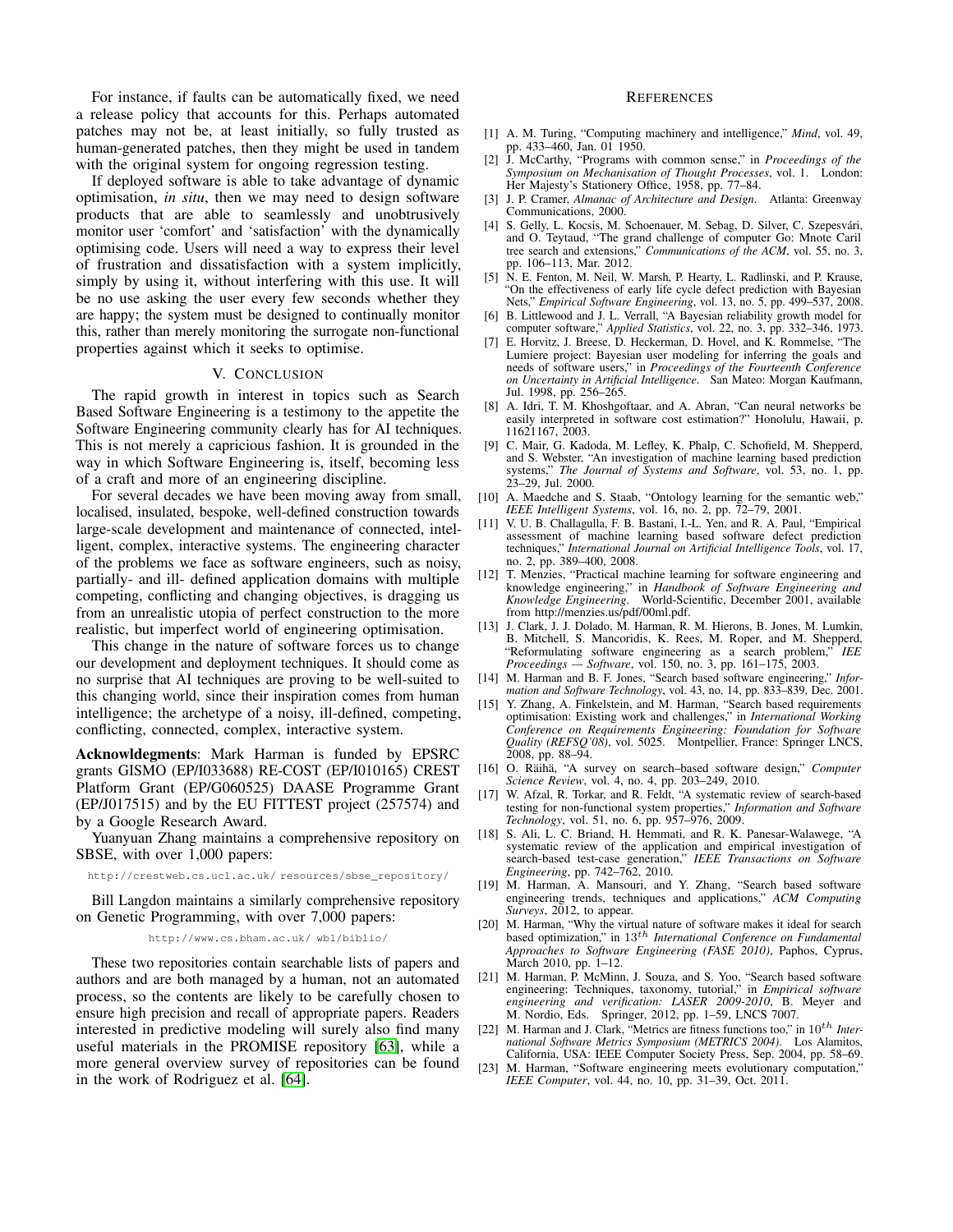For instance, if faults can be automatically fixed, we need a release policy that accounts for this. Perhaps automated patches may not be, at least initially, so fully trusted as human-generated patches, then they might be used in tandem with the original system for ongoing regression testing.

If deployed software is able to take advantage of dynamic optimisation, *in situ*, then we may need to design software products that are able to seamlessly and unobtrusively monitor user 'comfort' and 'satisfaction' with the dynamically optimising code. Users will need a way to express their level of frustration and dissatisfaction with a system implicitly, simply by using it, without interfering with this use. It will be no use asking the user every few seconds whether they are happy; the system must be designed to continually monitor this, rather than merely monitoring the surrogate non-functional properties against which it seeks to optimise.

## V. Conclusion

The rapid growth in interest in topics such as Search Based Software Engineering is a testimony to the appetite the Software Engineering community clearly has for AI techniques. This is not merely a capricious fashion. It is grounded in the way in which Software Engineering is, itself, becoming less of a craft and more of an engineering discipline.

For several decades we have been moving away from small, localised, insulated, bespoke, well-defined construction towards large-scale development and maintenance of connected, intelligent, complex, interactive systems. The engineering character of the problems we face as software engineers, such as noisy, partially- and ill- defined application domains with multiple competing, conflicting and changing objectives, is dragging us from an unrealistic utopia of perfect construction to the more realistic, but imperfect world of engineering optimisation.

This change in the nature of software forces us to change our development and deployment techniques. It should come as no surprise that AI techniques are proving to be well-suited to this changing world, since their inspiration comes from human intelligence; the archetype of a noisy, ill-defined, competing, conflicting, connected, complex, interactive system.

**Acknowldegments**: Mark Harman is funded by EPSRC grants GISMO (EP/I033688) RE-COST (EP/I010165) CREST Platform Grant (EP/G060525) DAASE Programme Grant (EP/J017515) and by the EU FITTEST project (257574) and by a Google Research Award.

Yuanyuan Zhang maintains a comprehensive repository on SBSE, with over 1,000 papers:

http://crestweb.cs.ucl.ac.uk/ resources/sbse_repository/

Bill Langdon maintains a similarly comprehensive repository on Genetic Programming, with over 7,000 papers:

http://www.cs.bham.ac.uk/ wbl/biblio/

These two repositories contain searchable lists of papers and authors and are both managed by a human, not an automated process, so the contents are likely to be carefully chosen to ensure high precision and recall of appropriate papers. Readers interested in predictive modeling will surely also find many useful materials in the PROMISE repository [63], while a more general overview survey of repositories can be found in the work of Rodriguez et al. [64].

## References

[1] A. M. Turing, "Computing machinery and intelligence," *Mind*, vol. 49, pp. 433–460, Jan. 01 1950.

[2] J. McCarthy, "Programs with common sense," in *Proceedings of the Symposium on Mechanisation of Thought Processes*, vol. 1. London: Her Majesty's Stationery Office, 1958, pp. 77–84.

[3] J. P. Cramer, *Almanac of Architecture and Design*. Atlanta: Greenway Communications, 2000.

[4] S. Gelly, L. Kocsis, M. Schoenauer, M. Sebag, D. Silver, C. Szepesvári, and O. Teytaud, "The grand challenge of computer Go: Mnote Caril tree search and extensions," *Communications of the ACM*, vol. 55, no. 3, pp. 106–113, Mar. 2012.

[5] N. E. Fenton, M. Neil, W. Marsh, P. Hearty, L. Radlinski, and P. Krause, "On the effectiveness of early life cycle defect prediction with Bayesian Nets," *Empirical Software Engineering*, vol. 13, no. 5, pp. 499–537, 2008.

[6] B. Littlewood and J. L. Verrall, "A Bayesian reliability growth model for computer software," *Applied Statistics*, vol. 22, no. 3, pp. 332–346, 1973.

[7] E. Horvitz, J. Breese, D. Heckerman, D. Hovel, and K. Rommelse, "The Lumiere project: Bayesian user modeling for inferring the goals and needs of software users," in *Proceedings of the Fourteenth Conference on Uncertainty in Artificial Intelligence*. San Mateo: Morgan Kaufmann, Jul. 1998, pp. 256–265.

[8] A. Idri, T. M. Khoshgoftaar, and A. Abran, "Can neural networks be easily interpreted in software cost estimation?" Honolulu, Hawaii, p. 11621167, 2003.

[9] C. Mair, G. Kadoda, M. Lefley, K. Phalp, C. Schofield, M. Shepperd, and S. Webster, "An investigation of machine learning based prediction systems," *The Journal of Systems and Software*, vol. 53, no. 1, pp. 23–29, Jul. 2000.

[10] A. Maedche and S. Staab, "Ontology learning for the semantic web," *IEEE Intelligent Systems*, vol. 16, no. 2, pp. 72–79, 2001.

[11] V. U. B. Challagulla, F. B. Bastani, I.-L. Yen, and R. A. Paul, "Empirical assessment of machine learning based software defect prediction techniques," *International Journal on Artificial Intelligence Tools*, vol. 17, no. 2, pp. 389–400, 2008.

[12] T. Menzies, "Practical machine learning for software engineering and knowledge engineering," in *Handbook of Software Engineering and Knowledge Engineering*. World-Scientific, December 2001, available from http://menzies.us/pdf/00ml.pdf.

[13] J. Clark, J. J. Dolado, M. Harman, R. M. Hierons, B. Jones, M. Lumkin, B. Mitchell, S. Mancoridis, K. Rees, M. Roper, and M. Shepperd, "Reformulating software engineering as a search problem," *IEE Proceedings — Software*, vol. 150, no. 3, pp. 161–175, 2003.

[14] M. Harman and B. F. Jones, "Search based software engineering," *Information and Software Technology*, vol. 43, no. 14, pp. 833–839, Dec. 2001.

[15] Y. Zhang, A. Finkelstein, and M. Harman, "Search based requirements optimisation: Existing work and challenges," in *International Working Conference on Requirements Engineering: Foundation for Software Quality (REFSQ'08)*, vol. 5025. Montpellier, France: Springer LNCS, 2008, pp. 88–94.

[16] O. Räihä, "A survey on search–based software design," *Computer Science Review*, vol. 4, no. 4, pp. 203–249, 2010.

[17] W. Afzal, R. Torkar, and R. Feldt, "A systematic review of search-based testing for non-functional system properties," *Information and Software Technology*, vol. 51, no. 6, pp. 957–976, 2009.

[18] S. Ali, L. C. Briand, H. Hemmati, and R. K. Panesar-Walawege, "A systematic review of the application and empirical investigation of search-based test-case generation," *IEEE Transactions on Software Engineering*, pp. 742–762, 2010.

[19] M. Harman, A. Mansouri, and Y. Zhang, "Search based software engineering trends, techniques and applications," *ACM Computing Surveys*, 2012, to appear.

[20] M. Harman, "Why the virtual nature of software makes it ideal for search based optimization," in $13^{th}$ *International Conference on Fundamental Approaches to Software Engineering (FASE 2010)*, Paphos, Cyprus, March 2010, pp. 1–12.

[21] M. Harman, P. McMinn, J. Souza, and S. Yoo, "Search based software engineering: Techniques, taxonomy, tutorial," in *Empirical software engineering and verification: LASER 2009-2010*, B. Meyer and M. Nordio, Eds. Springer, 2012, pp. 1–59, LNCS 7007.

[22] M. Harman and J. Clark, "Metrics are fitness functions too," in $10^{th}$ *International Software Metrics Symposium (METRICS 2004)*. Los Alamitos, California, USA: IEEE Computer Society Press, Sep. 2004, pp. 58–69.

[23] M. Harman, "Software engineering meets evolutionary computation," *IEEE Computer*, vol. 44, no. 10, pp. 31–39, Oct. 2011.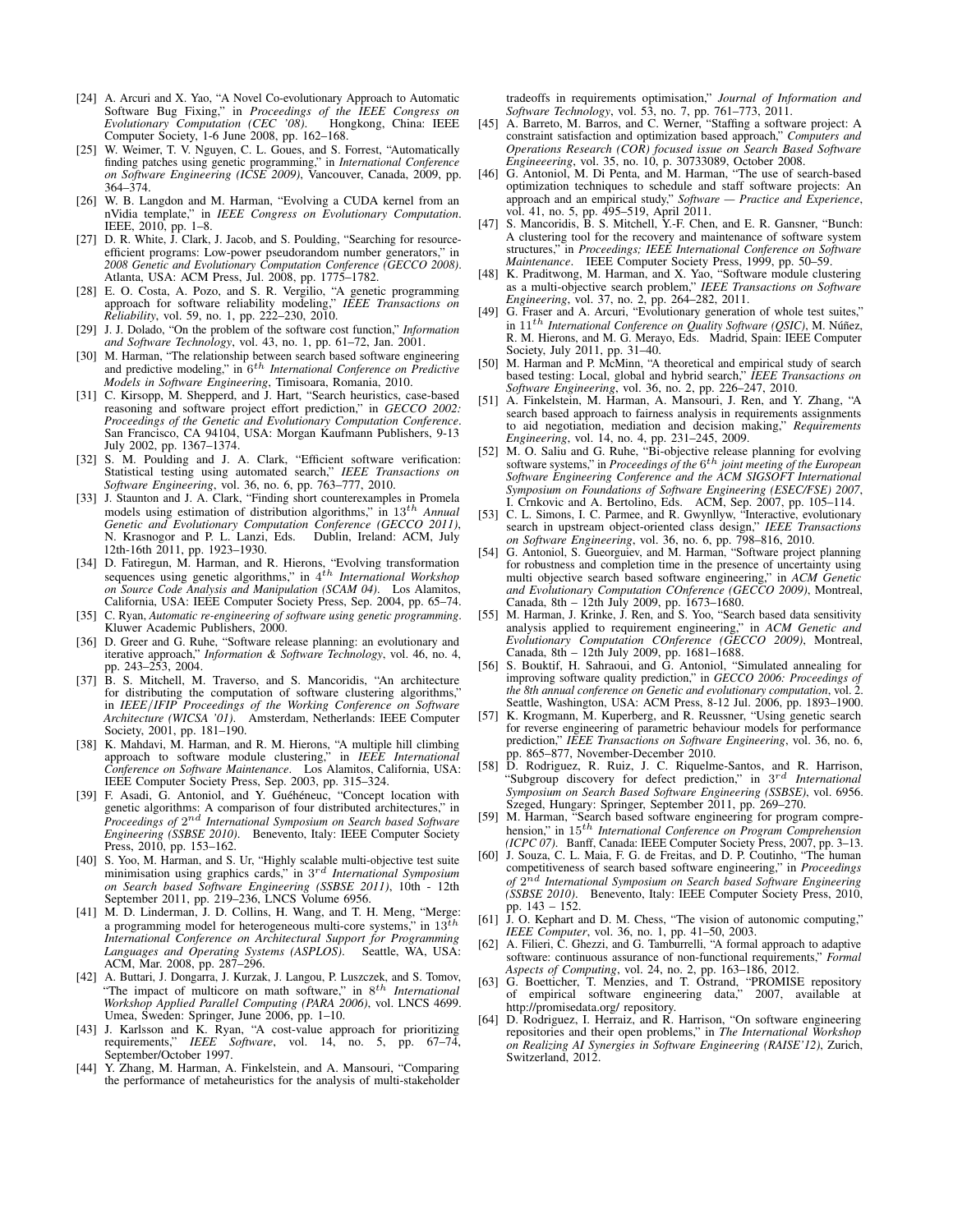[24] A. Arcuri and X. Yao, "A Novel Co-evolutionary Approach to Automatic Software Bug Fixing," in *Proceedings of the IEEE Congress on Evolutionary Computation (CEC '08)*. Hongkong, China: IEEE Computer Society, 1-6 June 2008, pp. 162–168.

[25] W. Weimer, T. V. Nguyen, C. L. Goues, and S. Forrest, "Automatically finding patches using genetic programming," in *International Conference on Software Engineering (ICSE 2009)*, Vancouver, Canada, 2009, pp. 364–374.

[26] W. B. Langdon and M. Harman, "Evolving a CUDA kernel from an nVidia template," in *IEEE Congress on Evolutionary Computation*. IEEE, 2010, pp. 1–8.

[27] D. R. White, J. Clark, J. Jacob, and S. Poulding, "Searching for resource-efficient programs: Low-power pseudorandom number generators," in *2008 Genetic and Evolutionary Computation Conference (GECCO 2008)*. Atlanta, USA: ACM Press, Jul. 2008, pp. 1775–1782.

[28] E. O. Costa, A. Pozo, and S. R. Vergilio, "A genetic programming approach for software reliability modeling," *IEEE Transactions on Reliability*, vol. 59, no. 1, pp. 222–230, 2010.

[29] J. J. Dolado, "On the problem of the software cost function," *Information and Software Technology*, vol. 43, no. 1, pp. 61–72, Jan. 2001.

[30] M. Harman, "The relationship between search based software engineering and predictive modeling," in $6^{th}$ *International Conference on Predictive Models in Software Engineering*, Timisoara, Romania, 2010.

[31] C. Kirsopp, M. Shepperd, and J. Hart, "Search heuristics, case-based reasoning and software project effort prediction," in *GECCO 2002: Proceedings of the Genetic and Evolutionary Computation Conference*. San Francisco, CA 94104, USA: Morgan Kaufmann Publishers, 9-13 July 2002, pp. 1367–1374.

[32] S. M. Poulding and J. A. Clark, "Efficient software verification: Statistical testing using automated search," *IEEE Transactions on Software Engineering*, vol. 36, no. 6, pp. 763–777, 2010.

[33] J. Staunton and J. A. Clark, "Finding short counterexamples in Promela models using estimation of distribution algorithms," in $13^{th}$ *Annual Genetic and Evolutionary Computation Conference (GECCO 2011)*, N. Krasnogor and P. L. Lanzi, Eds. Dublin, Ireland: ACM, July 12th-16th 2011, pp. 1923–1930.

[34] D. Fatiregun, M. Harman, and R. Hierons, "Evolving transformation sequences using genetic algorithms," in $4^{th}$ *International Workshop on Source Code Analysis and Manipulation (SCAM 04)*. Los Alamitos, California, USA: IEEE Computer Society Press, Sep. 2004, pp. 65–74.

[35] C. Ryan, *Automatic re-engineering of software using genetic programming*. Kluwer Academic Publishers, 2000.

[36] D. Greer and G. Ruhe, "Software release planning: an evolutionary and iterative approach," *Information & Software Technology*, vol. 46, no. 4, pp. 243–253, 2004.

[37] B. S. Mitchell, M. Traverso, and S. Mancoridis, "An architecture for distributing the computation of software clustering algorithms," in *IEEE/IFIP Proceedings of the Working Conference on Software Architecture (WICSA '01)*. Amsterdam, Netherlands: IEEE Computer Society, 2001, pp. 181–190.

[38] K. Mahdavi, M. Harman, and R. M. Hierons, "A multiple hill climbing approach to software module clustering," in *IEEE International Conference on Software Maintenance*. Los Alamitos, California, USA: IEEE Computer Society Press, Sep. 2003, pp. 315–324.

[39] F. Asadi, G. Antoniol, and Y. Guéhéneuc, "Concept location with genetic algorithms: A comparison of four distributed architectures," in *Proceedings of* $2^{nd}$ *International Symposium on Search based Software Engineering (SSBSE 2010)*. Benevento, Italy: IEEE Computer Society Press, 2010, pp. 153–162.

[40] S. Yoo, M. Harman, and S. Ur, "Highly scalable multi-objective test suite minimisation using graphics cards," in $3^{rd}$ *International Symposium on Search based Software Engineering (SSBSE 2011)*, 10th - 12th September 2011, pp. 219–236, LNCS Volume 6956.

[41] M. D. Linderman, J. D. Collins, H. Wang, and T. H. Meng, "Merge: a programming model for heterogeneous multi-core systems," in $13^{th}$ *International Conference on Architectural Support for Programming Languages and Operating Systems (ASPLOS)*. Seattle, WA, USA: ACM, Mar. 2008, pp. 287–296.

[42] A. Buttari, J. Dongarra, J. Kurzak, J. Langou, P. Luszczek, and S. Tomov, "The impact of multicore on math software," in $8^{th}$ *International Workshop Applied Parallel Computing (PARA 2006)*, vol. LNCS 4699. Umea, Sweden: Springer, June 2006, pp. 1–10.

[43] J. Karlsson and K. Ryan, "A cost-value approach for prioritizing requirements," *IEEE Software*, vol. 14, no. 5, pp. 67–74, September/October 1997.

[44] Y. Zhang, M. Harman, A. Finkelstein, and A. Mansouri, "Comparing the performance of metaheuristics for the analysis of multi-stakeholder tradeoffs in requirements optimisation," *Journal of Information and Software Technology*, vol. 53, no. 7, pp. 761–773, 2011.

[45] A. Barreto, M. Barros, and C. Werner, "Staffing a software project: A constraint satisfaction and optimization based approach," *Computers and Operations Research (COR) focused issue on Search Based Software Engineeering*, vol. 35, no. 10, p. 30733089, October 2008.

[46] G. Antoniol, M. Di Penta, and M. Harman, "The use of search-based optimization techniques to schedule and staff software projects: An approach and an empirical study," *Software — Practice and Experience*, vol. 41, no. 5, pp. 495–519, April 2011.

[47] S. Mancoridis, B. S. Mitchell, Y.-F. Chen, and E. R. Gansner, "Bunch: A clustering tool for the recovery and maintenance of software system structures," in *Proceedings; IEEE International Conference on Software Maintenance*. IEEE Computer Society Press, 1999, pp. 50–59.

[48] K. Praditwong, M. Harman, and X. Yao, "Software module clustering as a multi-objective search problem," *IEEE Transactions on Software Engineering*, vol. 37, no. 2, pp. 264–282, 2011.

[49] G. Fraser and A. Arcuri, "Evolutionary generation of whole test suites," in $11^{th}$ *International Conference on Quality Software (QSIC)*, M. Núñez, R. M. Hierons, and M. G. Merayo, Eds. Madrid, Spain: IEEE Computer Society, July 2011, pp. 31–40.

[50] M. Harman and P. McMinn, "A theoretical and empirical study of search based testing: Local, global and hybrid search," *IEEE Transactions on Software Engineering*, vol. 36, no. 2, pp. 226–247, 2010.

[51] A. Finkelstein, M. Harman, A. Mansouri, J. Ren, and Y. Zhang, "A search based approach to fairness analysis in requirements assignments to aid negotiation, mediation and decision making," *Requirements Engineering*, vol. 14, no. 4, pp. 231–245, 2009.

[52] M. O. Saliu and G. Ruhe, "Bi-objective release planning for evolving software systems," in *Proceedings of the* $6^{th}$ *joint meeting of the European Software Engineering Conference and the ACM SIGSOFT International Symposium on Foundations of Software Engineering (ESEC/FSE) 2007*, I. Crnkovic and A. Bertolino, Eds. ACM, Sep. 2007, pp. 105–114.

[53] C. L. Simons, I. C. Parmee, and R. Gwynllyw, "Interactive, evolutionary search in upstream object-oriented class design," *IEEE Transactions on Software Engineering*, vol. 36, no. 6, pp. 798–816, 2010.

[54] G. Antoniol, S. Gueorguiev, and M. Harman, "Software project planning for robustness and completion time in the presence of uncertainty using multi objective search based software engineering," in *ACM Genetic and Evolutionary Computation COnference (GECCO 2009)*, Montreal, Canada, 8th – 12th July 2009, pp. 1673–1680.

[55] M. Harman, J. Krinke, J. Ren, and S. Yoo, "Search based data sensitivity analysis applied to requirement engineering," in *ACM Genetic and Evolutionary Computation COnference (GECCO 2009)*, Montreal, Canada, 8th – 12th July 2009, pp. 1681–1688.

[56] S. Bouktif, H. Sahraoui, and G. Antoniol, "Simulated annealing for improving software quality prediction," in *GECCO 2006: Proceedings of the 8th annual conference on Genetic and evolutionary computation*, vol. 2. Seattle, Washington, USA: ACM Press, 8-12 Jul. 2006, pp. 1893–1900.

[57] K. Krogmann, M. Kuperberg, and R. Reussner, "Using genetic search for reverse engineering of parametric behaviour models for performance prediction," *IEEE Transactions on Software Engineering*, vol. 36, no. 6, pp. 865–877, November-December 2010.

[58] D. Rodriguez, R. Ruiz, J. C. Riquelme-Santos, and R. Harrison, "Subgroup discovery for defect prediction," in $3^{rd}$ *International Symposium on Search Based Software Engineering (SSBSE)*, vol. 6956. Szeged, Hungary: Springer, September 2011, pp. 269–270.

[59] M. Harman, "Search based software engineering for program comprehension," in $15^{th}$ *International Conference on Program Comprehension (ICPC 07)*. Banff, Canada: IEEE Computer Society Press, 2007, pp. 3–13.

[60] J. Souza, C. L. Maia, F. G. de Freitas, and D. P. Coutinho, "The human competitiveness of search based software engineering," in *Proceedings of* $2^{nd}$ *International Symposium on Search based Software Engineering (SSBSE 2010)*. Benevento, Italy: IEEE Computer Society Press, 2010, pp. 143 – 152.

[61] J. O. Kephart and D. M. Chess, "The vision of autonomic computing," *IEEE Computer*, vol. 36, no. 1, pp. 41–50, 2003.

[62] A. Filieri, C. Ghezzi, and G. Tamburrelli, "A formal approach to adaptive software: continuous assurance of non-functional requirements," *Formal Aspects of Computing*, vol. 24, no. 2, pp. 163–186, 2012.

[63] G. Boetticher, T. Menzies, and T. Ostrand, "PROMISE repository of empirical software engineering data," 2007, available at http://promisedata.org/ repository.

[64] D. Rodriguez, I. Herraiz, and R. Harrison, "On software engineering repositories and their open problems," in *The International Workshop on Realizing AI Synergies in Software Engineering (RAISE'12)*, Zurich, Switzerland, 2012.